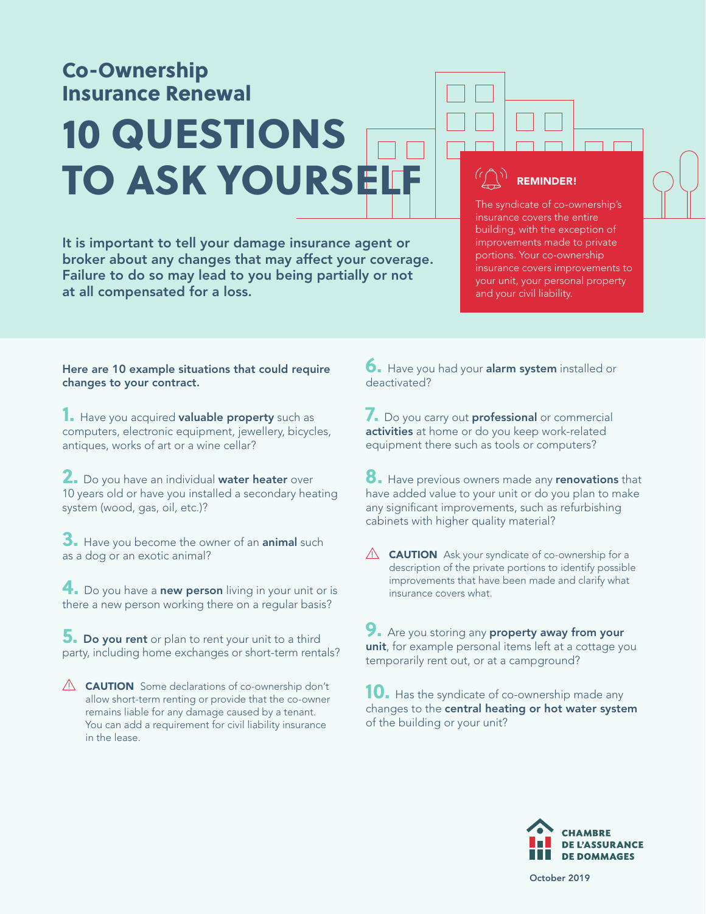## Co-Ownership Insurance Renewal

# 10 QUESTIONS TO ASK YOURSELF

**It is important to tell your damage insurance agent or broker about any changes that may affect your coverage. Failure to do so may lead to you being partially or not at all compensated for a loss.**

**REMINDER!**

The syndicate of co-ownership's insurance covers the entire building, with the exception of improvements made to private portions. Your co-ownership insurance covers improvements to your unit, your personal property and your civil liability.

**Here are 10 example situations that could require changes to your contract.**

**1.** Have you acquired **valuable property** such as computers, electronic equipment, jewellery, bicycles, antiques, works of art or a wine cellar?

**2.** Do you have an individual **water heater** over 10 years old or have you installed a secondary heating system (wood, gas, oil, etc.)?

**3.** Have you become the owner of an **animal** such as a dog or an exotic animal?

**4.** Do you have a **new person** living in your unit or is there a new person working there on a regular basis?

**5.** **Do you rent** or plan to rent your unit to a third party, including home exchanges or short-term rentals?

⚠ **CAUTION** Some declarations of co-ownership don't allow short-term renting or provide that the co-owner remains liable for any damage caused by a tenant. You can add a requirement for civil liability insurance in the lease.

**6.** Have you had your **alarm system** installed or deactivated?

**7.** Do you carry out **professional** or commercial **activities** at home or do you keep work-related equipment there such as tools or computers?

**8.** Have previous owners made any **renovations** that have added value to your unit or do you plan to make any significant improvements, such as refurbishing cabinets with higher quality material?

⚠ **CAUTION** Ask your syndicate of co-ownership for a description of the private portions to identify possible improvements that have been made and clarify what insurance covers what.

**9.** Are you storing any **property away from your unit**, for example personal items left at a cottage you temporarily rent out, or at a campground?

**10.** Has the syndicate of co-ownership made any changes to the **central heating or hot water system** of the building or your unit?

**CHAMBRE DE L'ASSURANCE DE DOMMAGES**

October 2019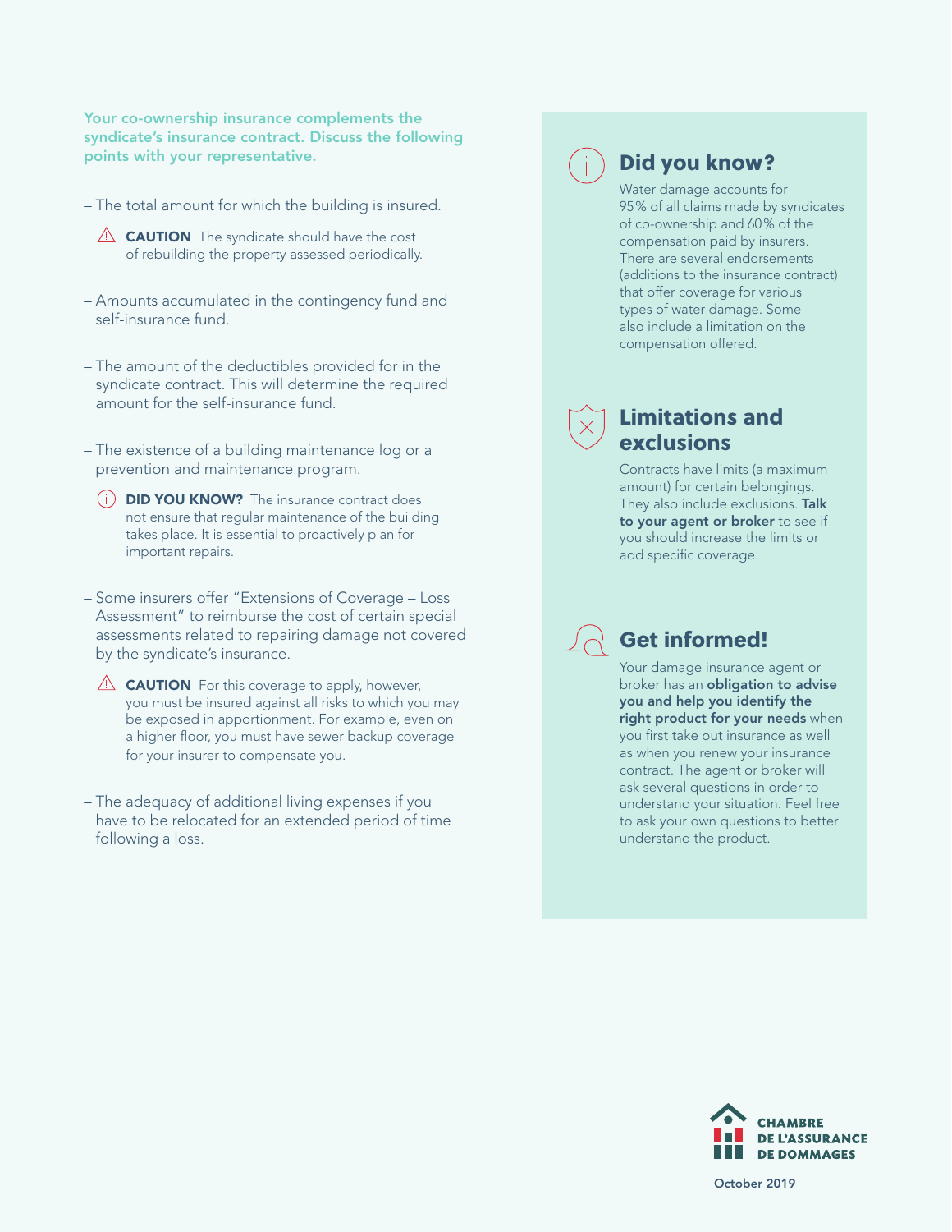**Your co-ownership insurance complements the syndicate's insurance contract. Discuss the following points with your representative.**

– The total amount for which the building is insured.

> ⚠ **CAUTION** The syndicate should have the cost of rebuilding the property assessed periodically.

– Amounts accumulated in the contingency fund and self-insurance fund.

– The amount of the deductibles provided for in the syndicate contract. This will determine the required amount for the self-insurance fund.

– The existence of a building maintenance log or a prevention and maintenance program.

> ⓘ **DID YOU KNOW?** The insurance contract does not ensure that regular maintenance of the building takes place. It is essential to proactively plan for important repairs.

– Some insurers offer "Extensions of Coverage – Loss Assessment" to reimburse the cost of certain special assessments related to repairing damage not covered by the syndicate's insurance.

> ⚠ **CAUTION** For this coverage to apply, however, you must be insured against all risks to which you may be exposed in apportionment. For example, even on a higher floor, you must have sewer backup coverage for your insurer to compensate you.

– The adequacy of additional living expenses if you have to be relocated for an extended period of time following a loss.

## Did you know?

Water damage accounts for 95% of all claims made by syndicates of co-ownership and 60% of the compensation paid by insurers. There are several endorsements (additions to the insurance contract) that offer coverage for various types of water damage. Some also include a limitation on the compensation offered.

## Limitations and exclusions

Contracts have limits (a maximum amount) for certain belongings. They also include exclusions. **Talk to your agent or broker** to see if you should increase the limits or add specific coverage.

## Get informed!

Your damage insurance agent or broker has an **obligation to advise you and help you identify the right product for your needs** when you first take out insurance as well as when you renew your insurance contract. The agent or broker will ask several questions in order to understand your situation. Feel free to ask your own questions to better understand the product.

CHAMBRE DE L'ASSURANCE DE DOMMAGES

October 2019